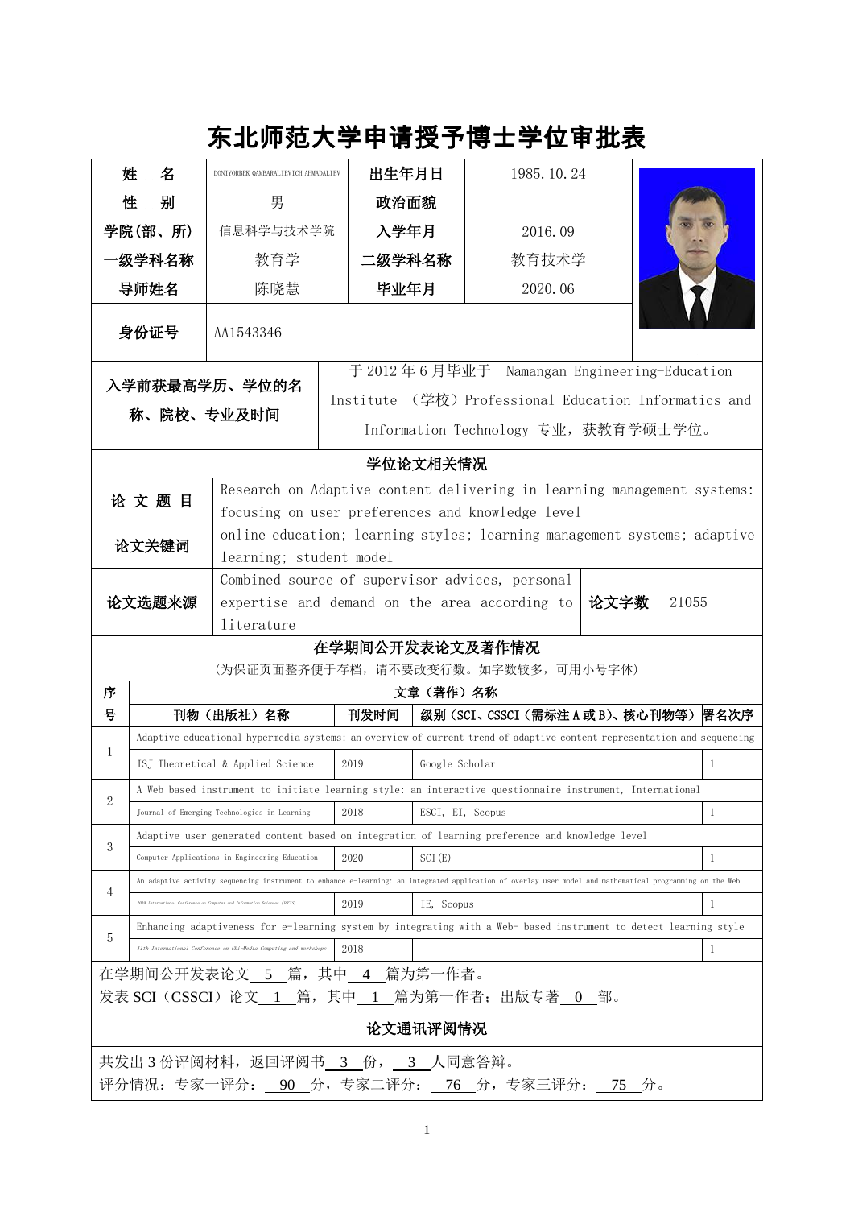# 东北师范大学申请授予博士学位审批表

| 姓　　名 | DONIYORBEK QAMBARALIEVICH AHMADALIEV | 出生年月日 | 1985.10.24 |
|---|---|---|---|
| 性　　别 | 男 | 政治面貌 | |
| 学院(部、所) | 信息科学与技术学院 | 入学年月 | 2016.09 |
| 一级学科名称 | 教育学 | 二级学科名称 | 教育技术学 |
| 导师姓名 | 陈晓慧 | 毕业年月 | 2020.06 |
| 身份证号 | AA1543346 | | |

| 入学前获最高学历、学位的名称、院校、专业及时间 | 于 2012 年 6 月毕业于 Namangan Engineering-Education Institute （学校）Professional Education Informatics and Information Technology 专业，获教育学硕士学位。 |
|---|---|

## 学位论文相关情况

| 论 文 题 目 | Research on Adaptive content delivering in learning management systems: focusing on user preferences and knowledge level | | |
|---|---|---|---|
| 论文关键词 | online education; learning styles; learning management systems; adaptive learning; student model | | |
| 论文选题来源 | Combined source of supervisor advices, personal expertise and demand on the area according to literature | 论文字数 | 21055 |

## 在学期间公开发表论文及著作情况

（为保证页面整齐便于存档，请不要改变行数。如字数较多，可用小号字体）

| 序号 | 文章（著作）名称 | | | |
|---|---|---|---|---|
| | 刊物（出版社）名称 | 刊发时间 | 级别（SCI、CSSCI（需标注 A 或 B）、核心刊物等） | 署名次序 |
| 1 | Adaptive educational hypermedia systems: an overview of current trend of adaptive content representation and sequencing | | | |
| | ISJ Theoretical & Applied Science | 2019 | Google Scholar | 1 |
| 2 | A Web based instrument to initiate learning style: an interactive questionnaire instrument, International | | | |
| | Journal of Emerging Technologies in Learning | 2018 | ESCI, EI, Scopus | 1 |
| 3 | Adaptive user generated content based on integration of learning preference and knowledge level | | | |
| | Computer Applications in Engineering Education | 2020 | SCI(E) | 1 |
| 4 | An adaptive activity sequencing instrument to enhance e-learning: an integrated application of overlay user model and mathematical programming on the Web | | | |
| | 2019 International Conference on Computer and Information Sciences (ICCIS) | 2019 | IE, Scopus | 1 |
| 5 | Enhancing adaptiveness for e-learning system by integrating with a Web- based instrument to detect learning style | | | |
| | 11th International Conference on Ubi-Media Computing and workshops | 2018 | | 1 |

在学期间公开发表论文 5 篇，其中 4 篇为第一作者。
发表 SCI（CSSCI）论文 1 篇，其中 1 篇为第一作者；出版专著 0 部。

## 论文通讯评阅情况

共发出 3 份评阅材料，返回评阅书 3 份， 3 人同意答辩。
评分情况：专家一评分： 90 分，专家二评分： 76 分，专家三评分： 75 分。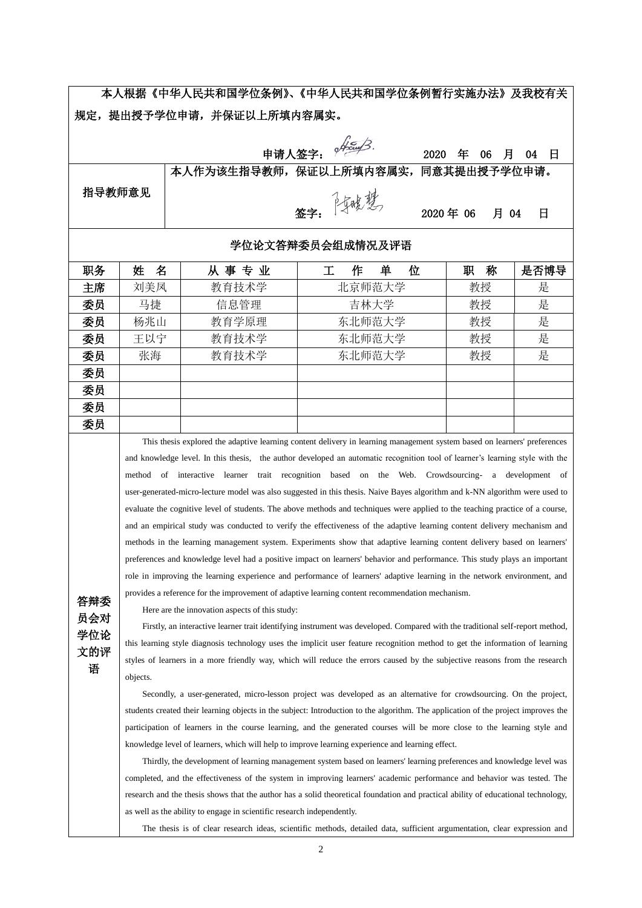本人根据《中华人民共和国学位条例》、《中华人民共和国学位条例暂行实施办法》及我校有关规定，提出授予学位申请，并保证以上所填内容属实。

申请人签字：　　　　2020 年 06 月 04 日

| 指导教师意见 | 本人作为该生指导教师，保证以上所填内容属实，同意其提出授予学位申请。<br><br>签字：　　　　2020 年 06 月 04 日 |
|---|---|

**学位论文答辩委员会组成情况及评语**

| 职务 | 姓 名 | 从 事 专 业 | 工 作 单 位 | 职 称 | 是否博导 |
|---|---|---|---|---|---|
| 主席 | 刘美凤 | 教育技术学 | 北京师范大学 | 教授 | 是 |
| 委员 | 马捷 | 信息管理 | 吉林大学 | 教授 | 是 |
| 委员 | 杨兆山 | 教育学原理 | 东北师范大学 | 教授 | 是 |
| 委员 | 王以宁 | 教育技术学 | 东北师范大学 | 教授 | 是 |
| 委员 | 张海 | 教育技术学 | 东北师范大学 | 教授 | 是 |
| 委员 | | | | | |
| 委员 | | | | | |
| 委员 | | | | | |
| 委员 | | | | | |

**答辩委员会对学位论文的评语**

This thesis explored the adaptive learning content delivery in learning management system based on learners' preferences and knowledge level. In this thesis, the author developed an automatic recognition tool of learner’s learning style with the method of interactive learner trait recognition based on the Web. Crowdsourcing- a development of user-generated-micro-lecture model was also suggested in this thesis. Naive Bayes algorithm and k-NN algorithm were used to evaluate the cognitive level of students. The above methods and techniques were applied to the teaching practice of a course, and an empirical study was conducted to verify the effectiveness of the adaptive learning content delivery mechanism and methods in the learning management system. Experiments show that adaptive learning content delivery based on learners' preferences and knowledge level had a positive impact on learners' behavior and performance. This study plays an important role in improving the learning experience and performance of learners' adaptive learning in the network environment, and provides a reference for the improvement of adaptive learning content recommendation mechanism.

Here are the innovation aspects of this study:

Firstly, an interactive learner trait identifying instrument was developed. Compared with the traditional self-report method, this learning style diagnosis technology uses the implicit user feature recognition method to get the information of learning styles of learners in a more friendly way, which will reduce the errors caused by the subjective reasons from the research objects.

Secondly, a user-generated, micro-lesson project was developed as an alternative for crowdsourcing. On the project, students created their learning objects in the subject: Introduction to the algorithm. The application of the project improves the participation of learners in the course learning, and the generated courses will be more close to the learning style and knowledge level of learners, which will help to improve learning experience and learning effect.

Thirdly, the development of learning management system based on learners' learning preferences and knowledge level was completed, and the effectiveness of the system in improving learners' academic performance and behavior was tested. The research and the thesis shows that the author has a solid theoretical foundation and practical ability of educational technology, as well as the ability to engage in scientific research independently.

The thesis is of clear research ideas, scientific methods, detailed data, sufficient argumentation, clear expression and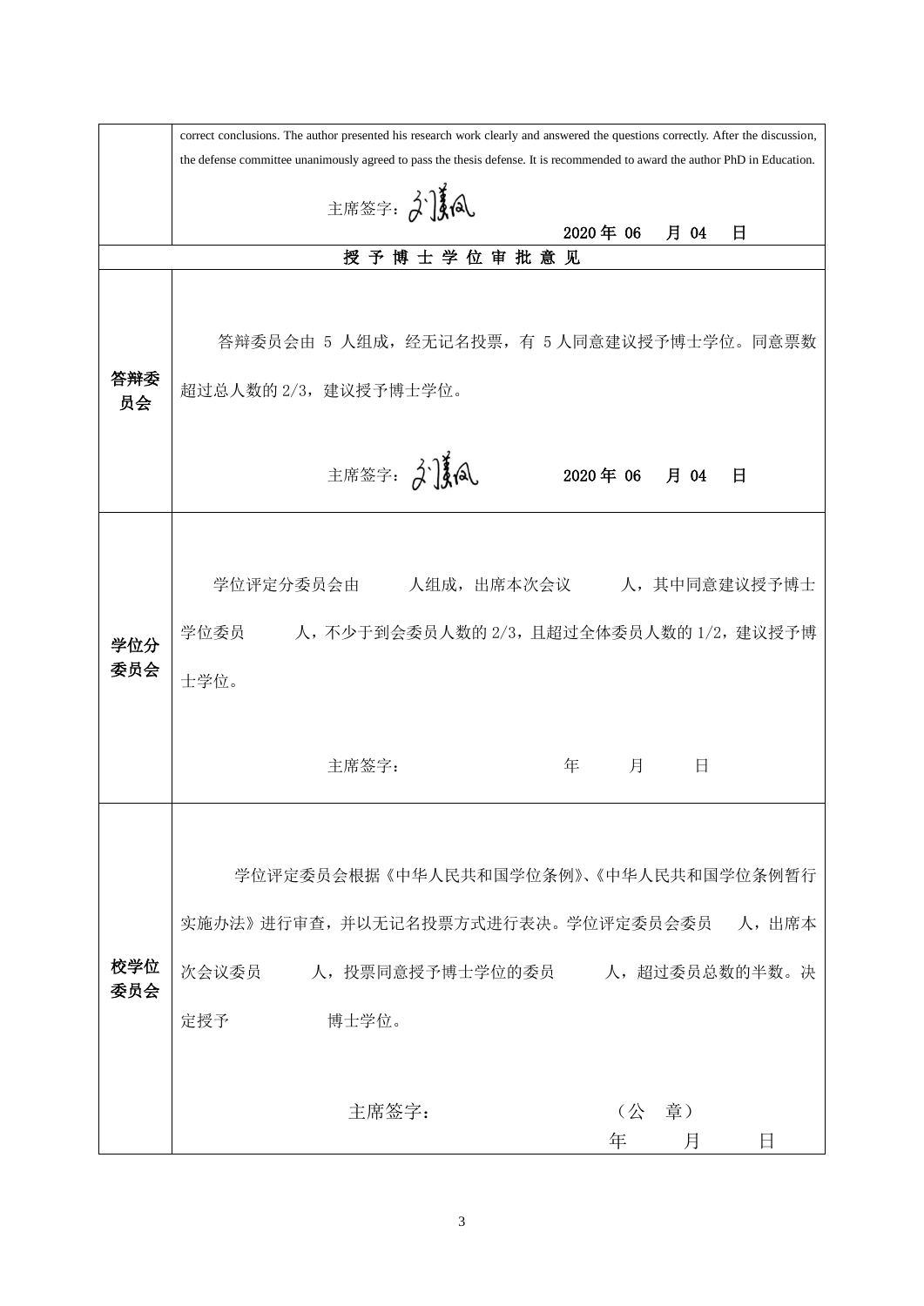| | |
|---|---|
| | correct conclusions. The author presented his research work clearly and answered the questions correctly. After the discussion, the defense committee unanimously agreed to pass the thesis defense. It is recommended to award the author PhD in Education.<br><br>主席签字：刘美凤　　2020 年 06 月 04 日 |
| **授 予 博 士 学 位 审 批 意 见** | |
| **答辩委员会** | 答辩委员会由 5 人组成，经无记名投票，有 5 人同意建议授予博士学位。同意票数超过总人数的 2/3，建议授予博士学位。<br><br>主席签字：刘美凤　　2020 年 06 月 04 日 |
| **学位分委员会** | 学位评定分委员会由　　人组成，出席本次会议　　人，其中同意建议授予博士学位委员　　人，不少于到会委员人数的 2/3，且超过全体委员人数的 1/2，建议授予博士学位。<br><br>主席签字：　　年　　月　　日 |
| **校学位委员会** | 学位评定委员会根据《中华人民共和国学位条例》、《中华人民共和国学位条例暂行实施办法》进行审查，并以无记名投票方式进行表决。学位评定委员会委员　　人，出席本次会议委员　　人，投票同意授予博士学位的委员　　人，超过委员总数的半数。决定授予　　博士学位。<br><br>主席签字：　　（公　章）<br>年　　月　　日 |